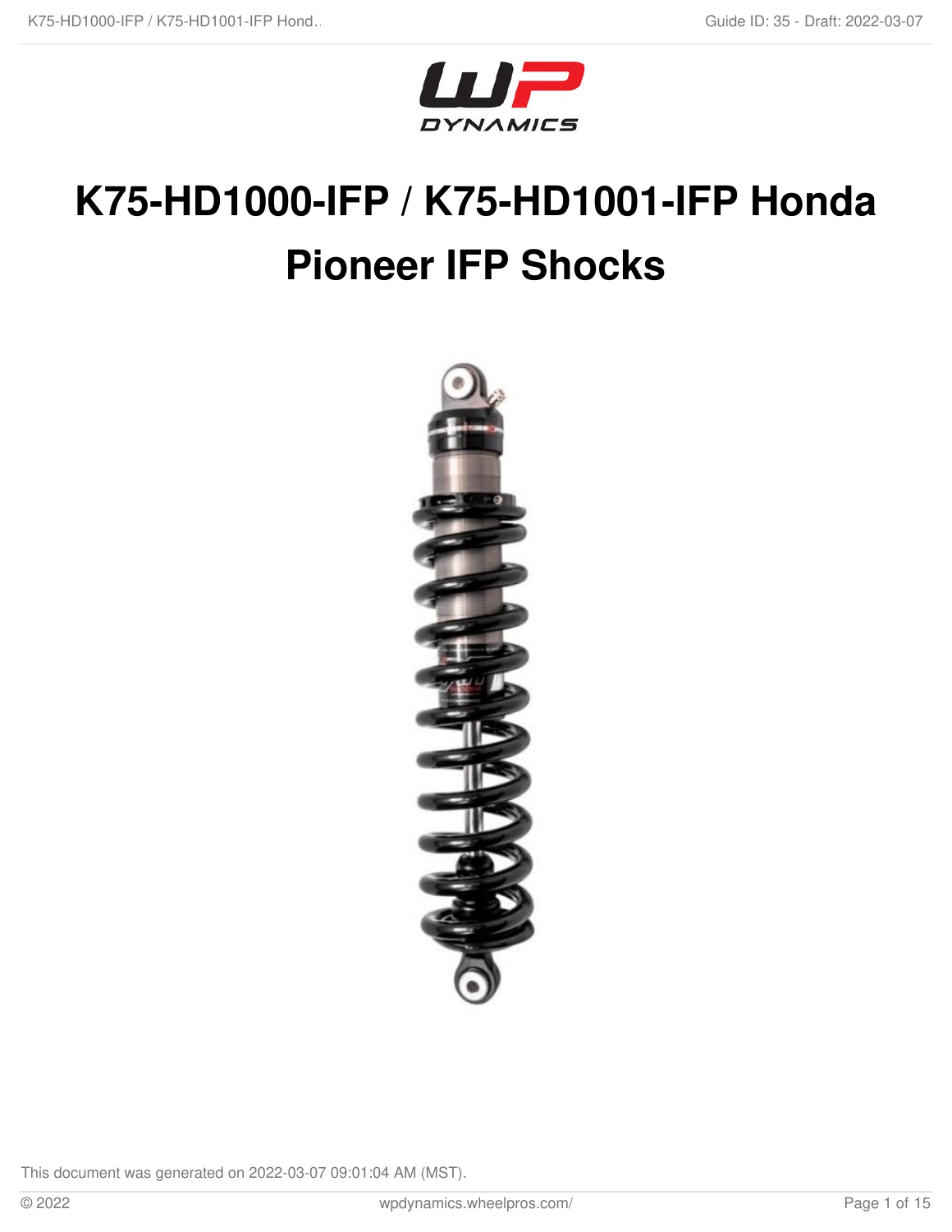# K75-HD1000-IFP / K75-HD1001-IFP Honda Pioneer IFP Shocks

This document was generated on 2022-03-07 09:01:04 AM (MST).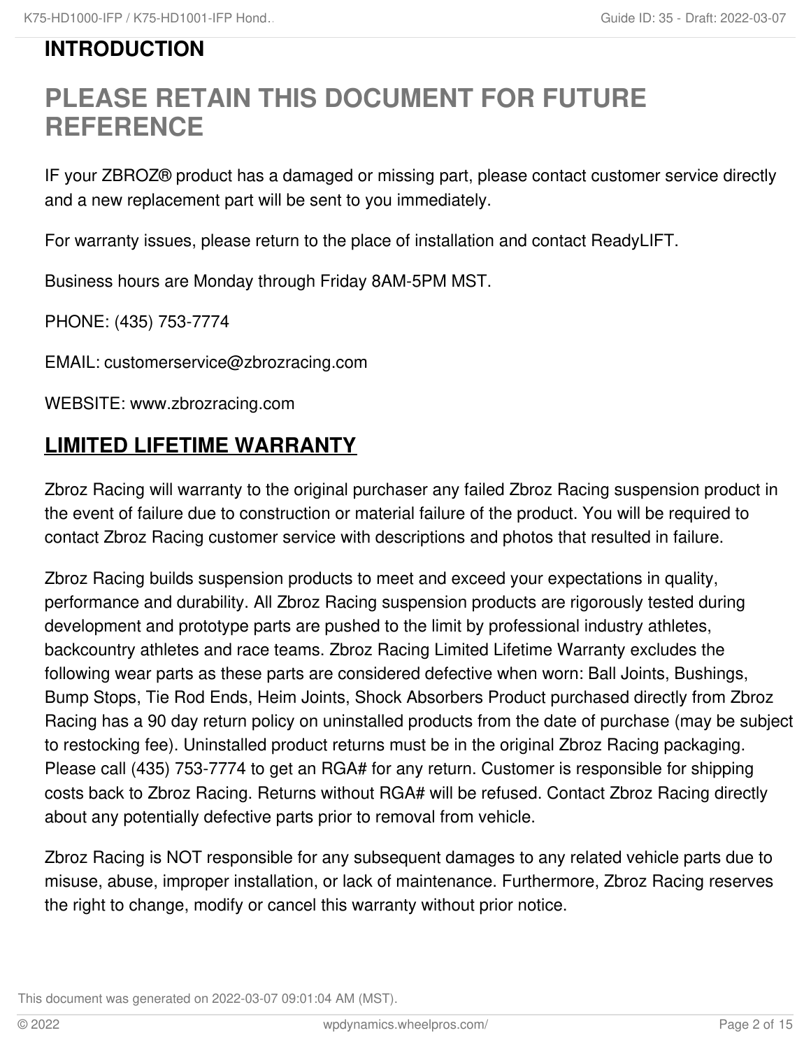## INTRODUCTION

# PLEASE RETAIN THIS DOCUMENT FOR FUTURE REFERENCE

IF your ZBROZ® product has a damaged or missing part, please contact customer service directly and a new replacement part will be sent to you immediately.

For warranty issues, please return to the place of installation and contact ReadyLIFT.

Business hours are Monday through Friday 8AM-5PM MST.

PHONE: (435) 753-7774

EMAIL: customerservice@zbrozracing.com

WEBSITE: www.zbrozracing.com

## LIMITED LIFETIME WARRANTY

Zbroz Racing will warranty to the original purchaser any failed Zbroz Racing suspension product in the event of failure due to construction or material failure of the product. You will be required to contact Zbroz Racing customer service with descriptions and photos that resulted in failure.

Zbroz Racing builds suspension products to meet and exceed your expectations in quality, performance and durability. All Zbroz Racing suspension products are rigorously tested during development and prototype parts are pushed to the limit by professional industry athletes, backcountry athletes and race teams. Zbroz Racing Limited Lifetime Warranty excludes the following wear parts as these parts are considered defective when worn: Ball Joints, Bushings, Bump Stops, Tie Rod Ends, Heim Joints, Shock Absorbers Product purchased directly from Zbroz Racing has a 90 day return policy on uninstalled products from the date of purchase (may be subject to restocking fee). Uninstalled product returns must be in the original Zbroz Racing packaging. Please call (435) 753-7774 to get an RGA# for any return. Customer is responsible for shipping costs back to Zbroz Racing. Returns without RGA# will be refused. Contact Zbroz Racing directly about any potentially defective parts prior to removal from vehicle.

Zbroz Racing is NOT responsible for any subsequent damages to any related vehicle parts due to misuse, abuse, improper installation, or lack of maintenance. Furthermore, Zbroz Racing reserves the right to change, modify or cancel this warranty without prior notice.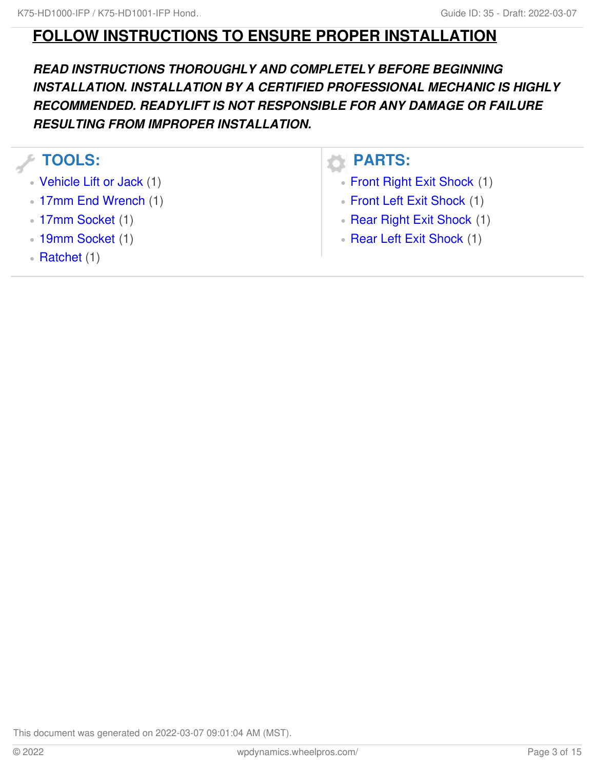# FOLLOW INSTRUCTIONS TO ENSURE PROPER INSTALLATION

***READ INSTRUCTIONS THOROUGHLY AND COMPLETELY BEFORE BEGINNING INSTALLATION. INSTALLATION BY A CERTIFIED PROFESSIONAL MECHANIC IS HIGHLY RECOMMENDED. READYLIFT IS NOT RESPONSIBLE FOR ANY DAMAGE OR FAILURE RESULTING FROM IMPROPER INSTALLATION.***

## TOOLS:

- Vehicle Lift or Jack (1)
- 17mm End Wrench (1)
- 17mm Socket (1)
- 19mm Socket (1)
- Ratchet (1)

## PARTS:

- Front Right Exit Shock (1)
- Front Left Exit Shock (1)
- Rear Right Exit Shock (1)
- Rear Left Exit Shock (1)

This document was generated on 2022-03-07 09:01:04 AM (MST).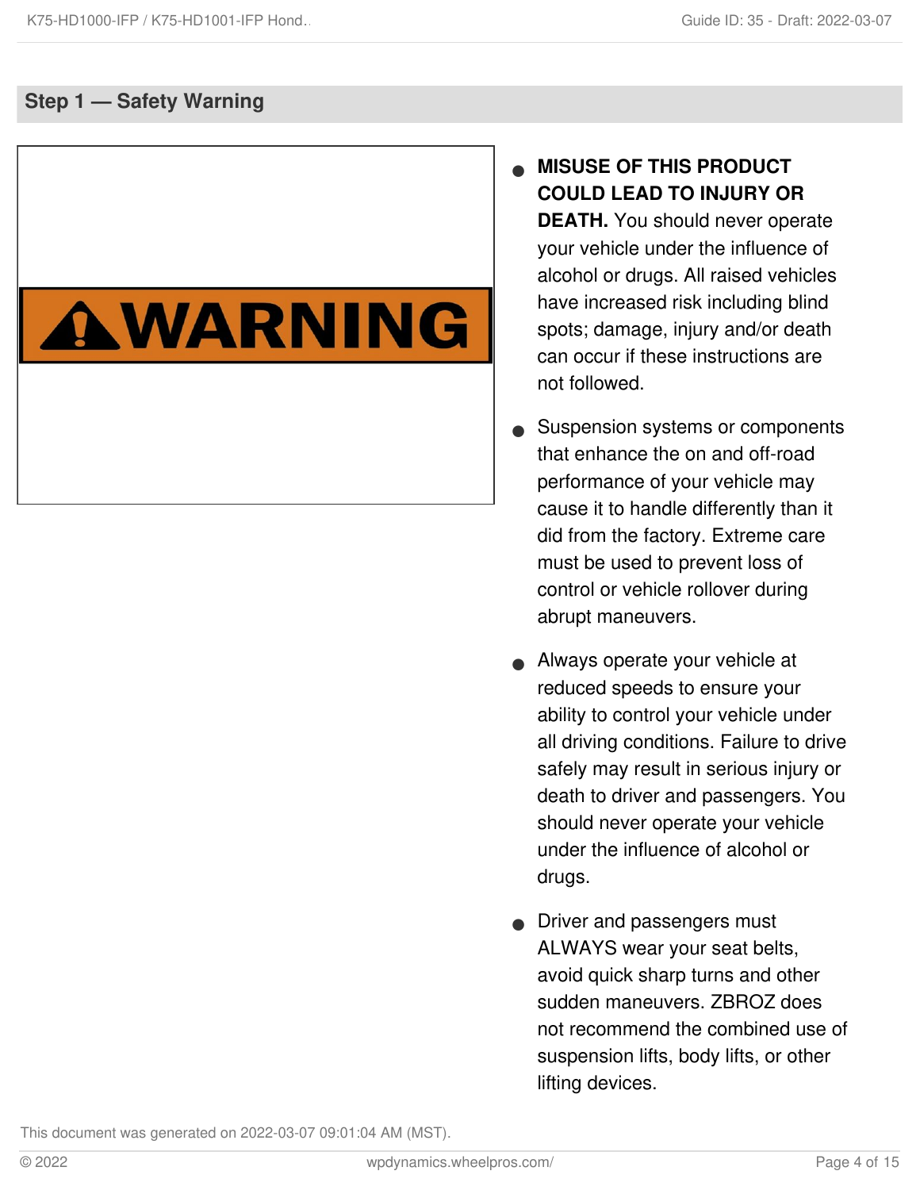## Step 1 — Safety Warning

- **MISUSE OF THIS PRODUCT COULD LEAD TO INJURY OR DEATH.** You should never operate your vehicle under the influence of alcohol or drugs. All raised vehicles have increased risk including blind spots; damage, injury and/or death can occur if these instructions are not followed.
- Suspension systems or components that enhance the on and off-road performance of your vehicle may cause it to handle differently than it did from the factory. Extreme care must be used to prevent loss of control or vehicle rollover during abrupt maneuvers.
- Always operate your vehicle at reduced speeds to ensure your ability to control your vehicle under all driving conditions. Failure to drive safely may result in serious injury or death to driver and passengers. You should never operate your vehicle under the influence of alcohol or drugs.
- Driver and passengers must ALWAYS wear your seat belts, avoid quick sharp turns and other sudden maneuvers. ZBROZ does not recommend the combined use of suspension lifts, body lifts, or other lifting devices.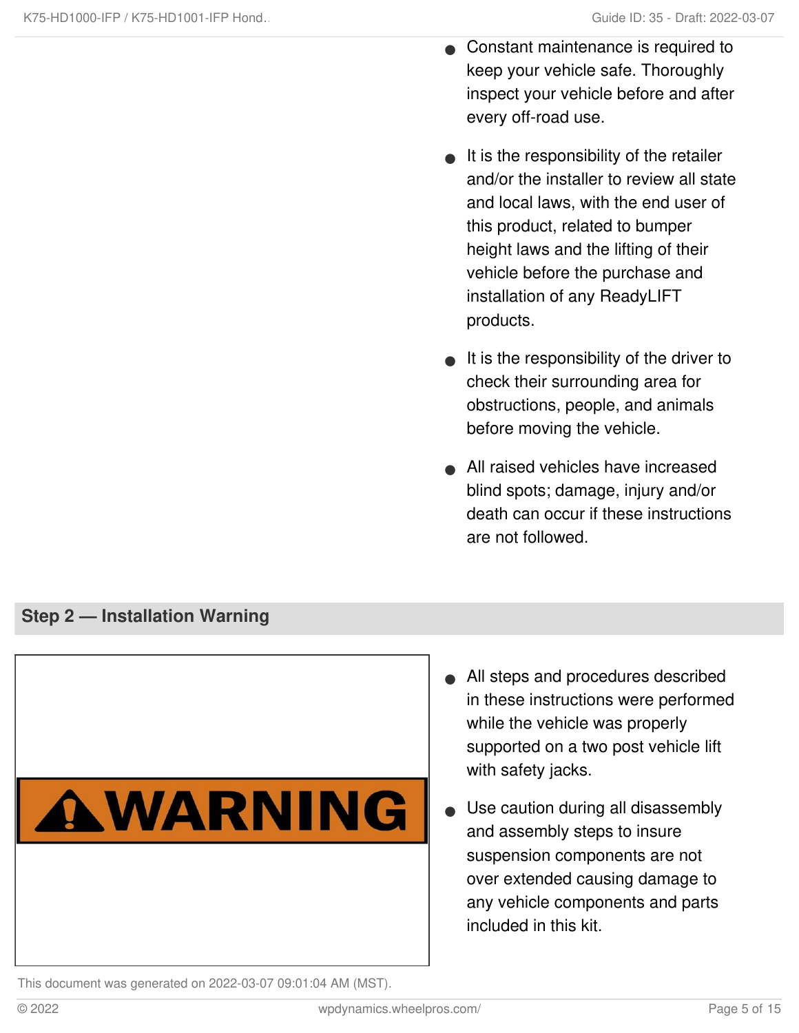- Constant maintenance is required to keep your vehicle safe. Thoroughly inspect your vehicle before and after every off-road use.
- It is the responsibility of the retailer and/or the installer to review all state and local laws, with the end user of this product, related to bumper height laws and the lifting of their vehicle before the purchase and installation of any ReadyLIFT products.
- It is the responsibility of the driver to check their surrounding area for obstructions, people, and animals before moving the vehicle.
- All raised vehicles have increased blind spots; damage, injury and/or death can occur if these instructions are not followed.

## Step 2 — Installation Warning

WARNING

- All steps and procedures described in these instructions were performed while the vehicle was properly supported on a two post vehicle lift with safety jacks.
- Use caution during all disassembly and assembly steps to insure suspension components are not over extended causing damage to any vehicle components and parts included in this kit.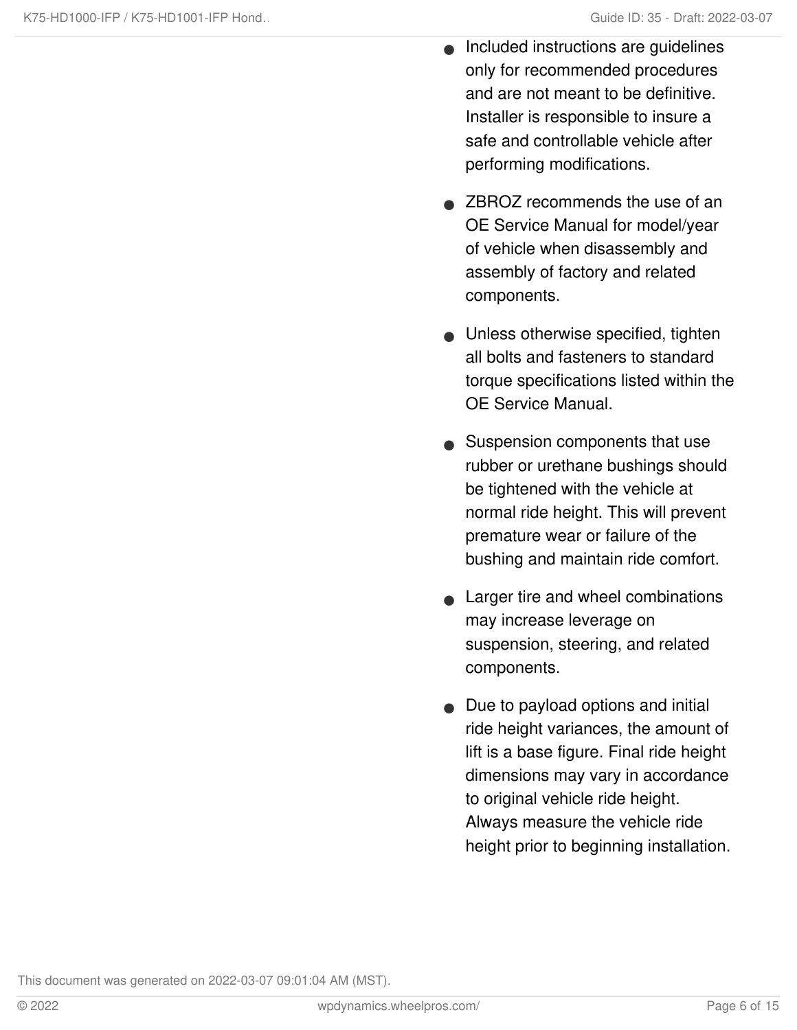- Included instructions are guidelines only for recommended procedures and are not meant to be definitive. Installer is responsible to insure a safe and controllable vehicle after performing modifications.
- ZBROZ recommends the use of an OE Service Manual for model/year of vehicle when disassembly and assembly of factory and related components.
- Unless otherwise specified, tighten all bolts and fasteners to standard torque specifications listed within the OE Service Manual.
- Suspension components that use rubber or urethane bushings should be tightened with the vehicle at normal ride height. This will prevent premature wear or failure of the bushing and maintain ride comfort.
- Larger tire and wheel combinations may increase leverage on suspension, steering, and related components.
- Due to payload options and initial ride height variances, the amount of lift is a base figure. Final ride height dimensions may vary in accordance to original vehicle ride height. Always measure the vehicle ride height prior to beginning installation.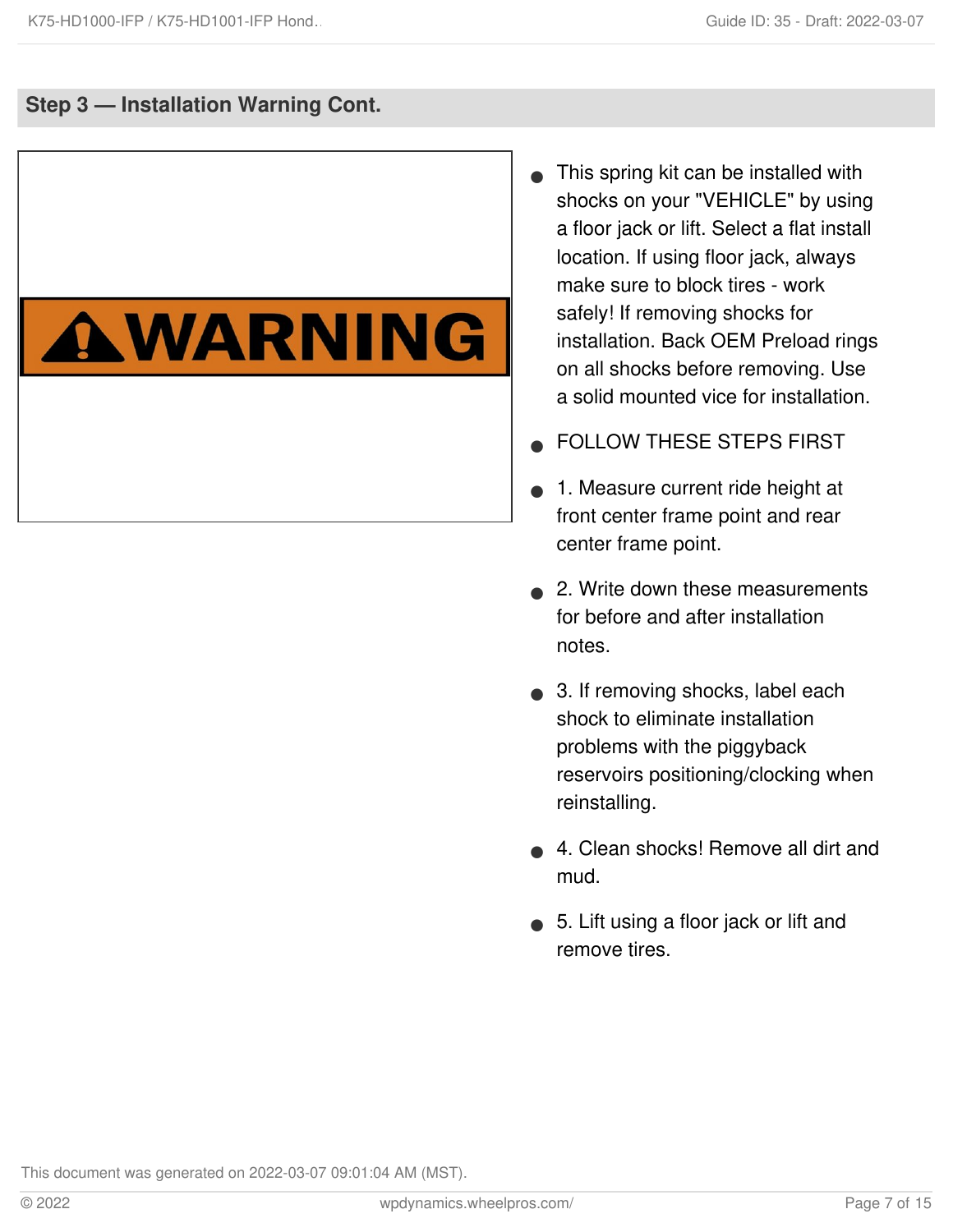## Step 3 — Installation Warning Cont.

- This spring kit can be installed with shocks on your "VEHICLE" by using a floor jack or lift. Select a flat install location. If using floor jack, always make sure to block tires - work safely! If removing shocks for installation. Back OEM Preload rings on all shocks before removing. Use a solid mounted vice for installation.
- FOLLOW THESE STEPS FIRST
- 1. Measure current ride height at front center frame point and rear center frame point.
- 2. Write down these measurements for before and after installation notes.
- 3. If removing shocks, label each shock to eliminate installation problems with the piggyback reservoirs positioning/clocking when reinstalling.
- 4. Clean shocks! Remove all dirt and mud.
- 5. Lift using a floor jack or lift and remove tires.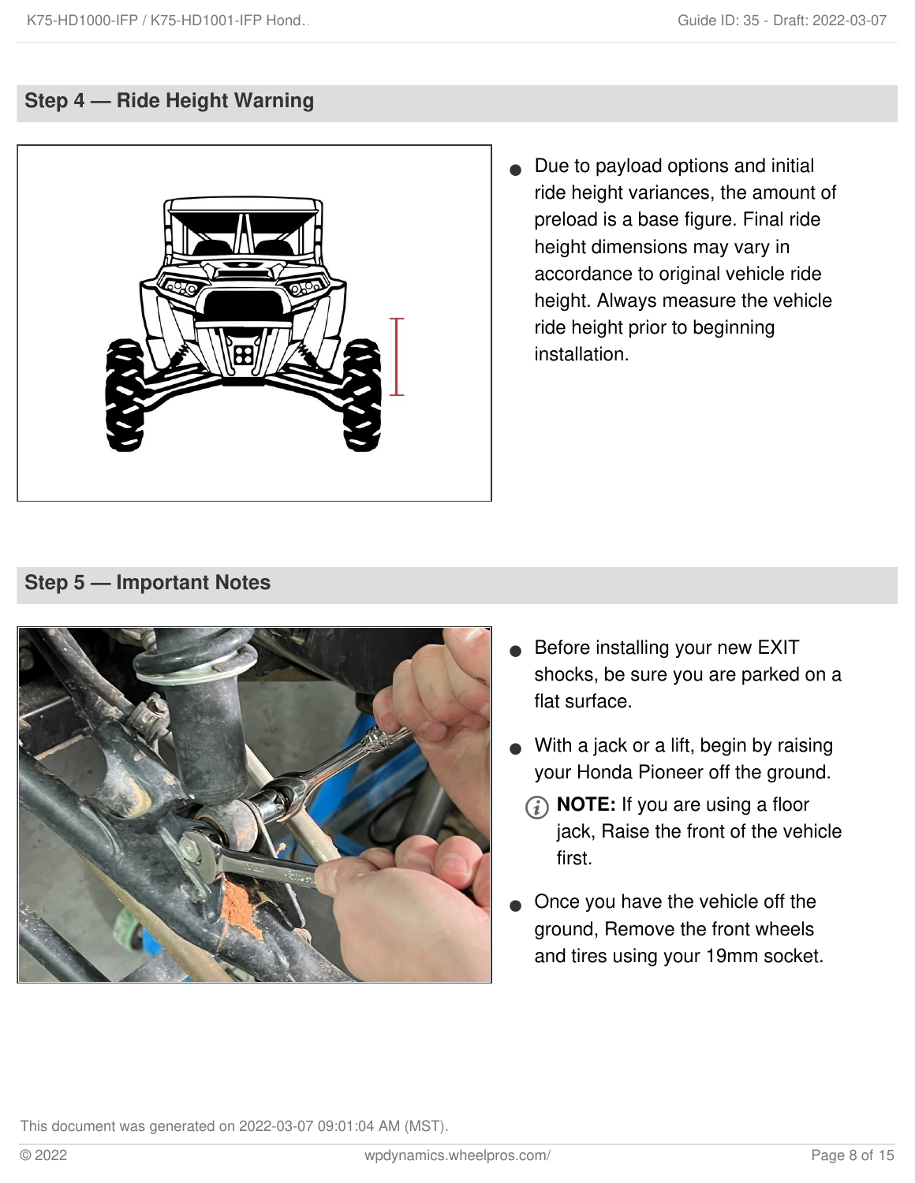## Step 4 — Ride Height Warning

- Due to payload options and initial ride height variances, the amount of preload is a base figure. Final ride height dimensions may vary in accordance to original vehicle ride height. Always measure the vehicle ride height prior to beginning installation.

## Step 5 — Important Notes

- Before installing your new EXIT shocks, be sure you are parked on a flat surface.
- With a jack or a lift, begin by raising your Honda Pioneer off the ground.
  - **NOTE:** If you are using a floor jack, Raise the front of the vehicle first.
- Once you have the vehicle off the ground, Remove the front wheels and tires using your 19mm socket.

This document was generated on 2022-03-07 09:01:04 AM (MST).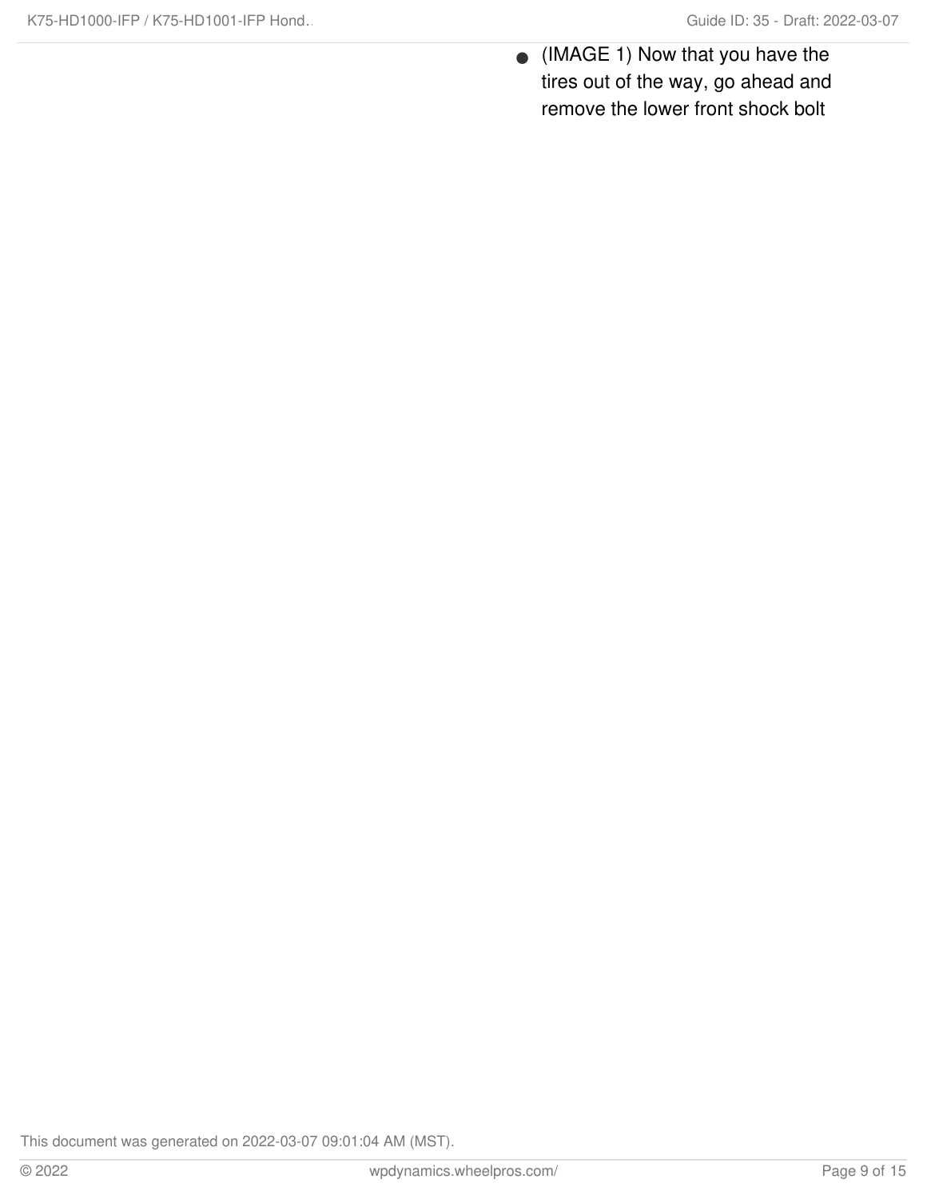- (IMAGE 1) Now that you have the tires out of the way, go ahead and remove the lower front shock bolt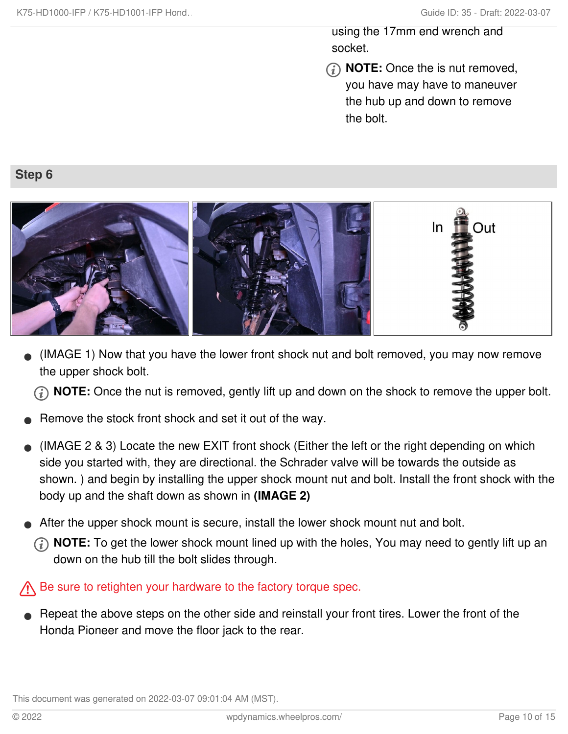using the 17mm end wrench and socket.

**NOTE:** Once the is nut removed, you have may have to maneuver the hub up and down to remove the bolt.

## Step 6

In Out

- (IMAGE 1) Now that you have the lower front shock nut and bolt removed, you may now remove the upper shock bolt.

  **NOTE:** Once the nut is removed, gently lift up and down on the shock to remove the upper bolt.

- Remove the stock front shock and set it out of the way.

- (IMAGE 2 & 3) Locate the new EXIT front shock (Either the left or the right depending on which side you started with, they are directional. the Schrader valve will be towards the outside as shown. ) and begin by installing the upper shock mount nut and bolt. Install the front shock with the body up and the shaft down as shown in **(IMAGE 2)**

- After the upper shock mount is secure, install the lower shock mount nut and bolt.

  **NOTE:** To get the lower shock mount lined up with the holes, You may need to gently lift up an down on the hub till the bolt slides through.

Be sure to retighten your hardware to the factory torque spec.

- Repeat the above steps on the other side and reinstall your front tires. Lower the front of the Honda Pioneer and move the floor jack to the rear.

This document was generated on 2022-03-07 09:01:04 AM (MST).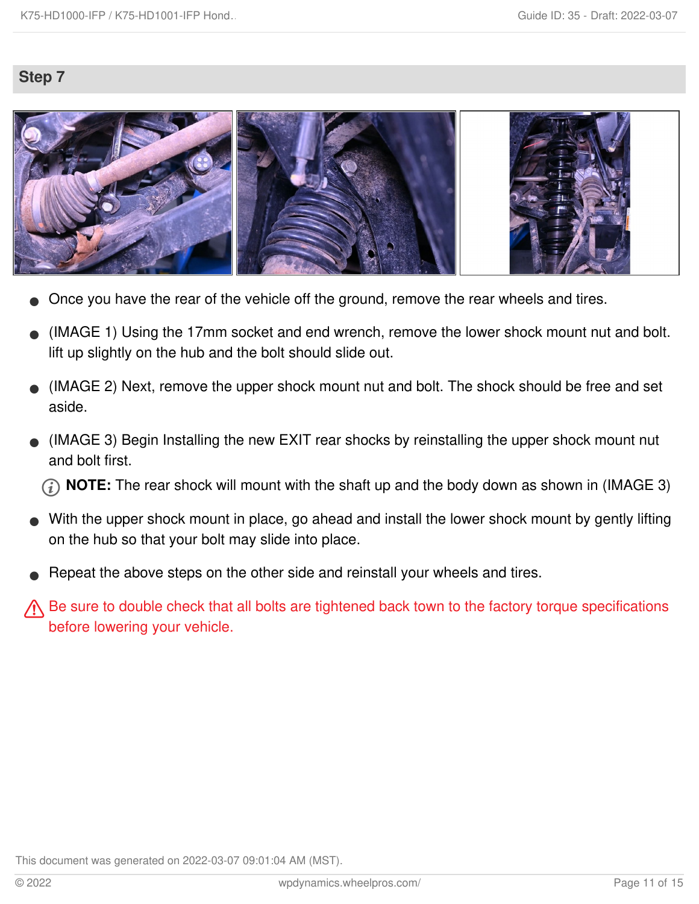## Step 7

- Once you have the rear of the vehicle off the ground, remove the rear wheels and tires.
- (IMAGE 1) Using the 17mm socket and end wrench, remove the lower shock mount nut and bolt. lift up slightly on the hub and the bolt should slide out.
- (IMAGE 2) Next, remove the upper shock mount nut and bolt. The shock should be free and set aside.
- (IMAGE 3) Begin Installing the new EXIT rear shocks by reinstalling the upper shock mount nut and bolt first.

  **NOTE:** The rear shock will mount with the shaft up and the body down as shown in (IMAGE 3)
- With the upper shock mount in place, go ahead and install the lower shock mount by gently lifting on the hub so that your bolt may slide into place.
- Repeat the above steps on the other side and reinstall your wheels and tires.

⚠ Be sure to double check that all bolts are tightened back town to the factory torque specifications before lowering your vehicle.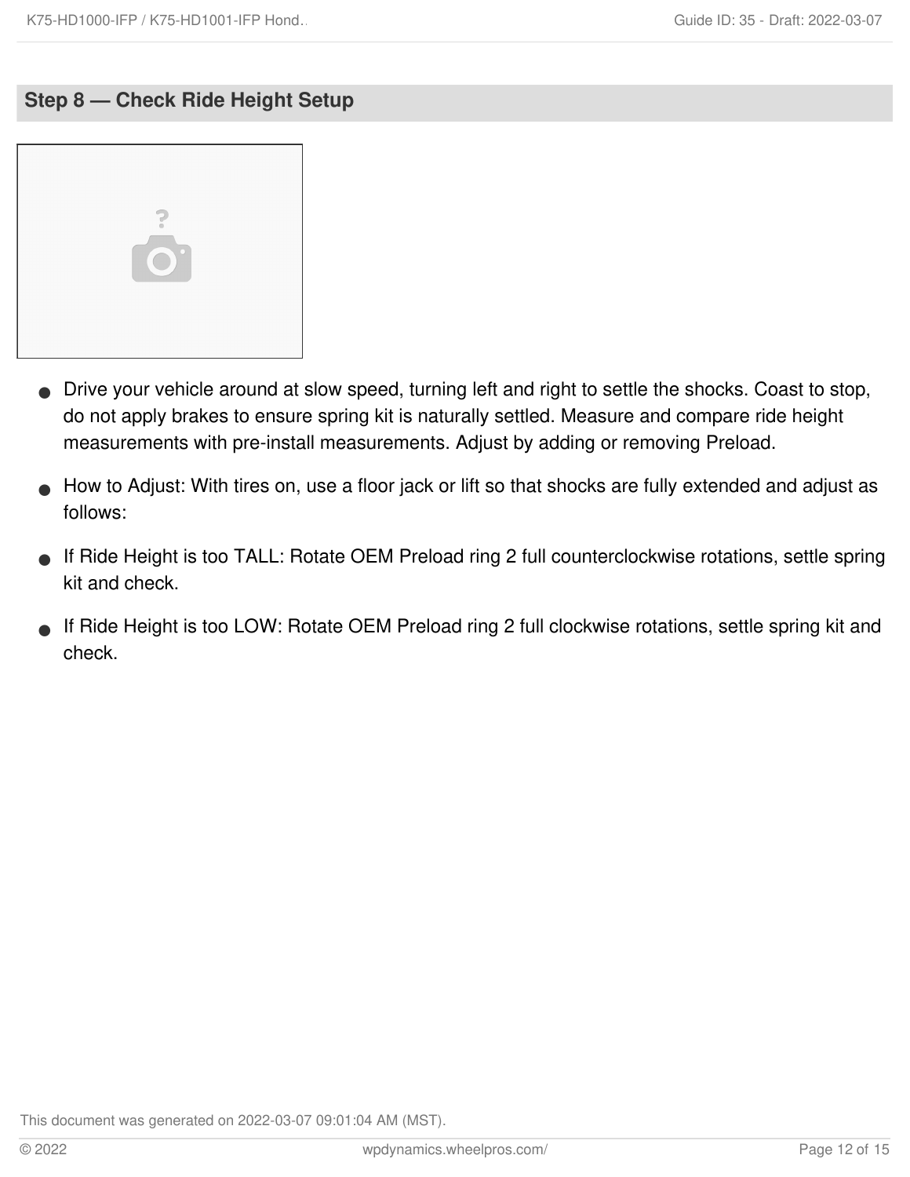## Step 8 — Check Ride Height Setup

- Drive your vehicle around at slow speed, turning left and right to settle the shocks. Coast to stop, do not apply brakes to ensure spring kit is naturally settled. Measure and compare ride height measurements with pre-install measurements. Adjust by adding or removing Preload.
- How to Adjust: With tires on, use a floor jack or lift so that shocks are fully extended and adjust as follows:
- If Ride Height is too TALL: Rotate OEM Preload ring 2 full counterclockwise rotations, settle spring kit and check.
- If Ride Height is too LOW: Rotate OEM Preload ring 2 full clockwise rotations, settle spring kit and check.

This document was generated on 2022-03-07 09:01:04 AM (MST).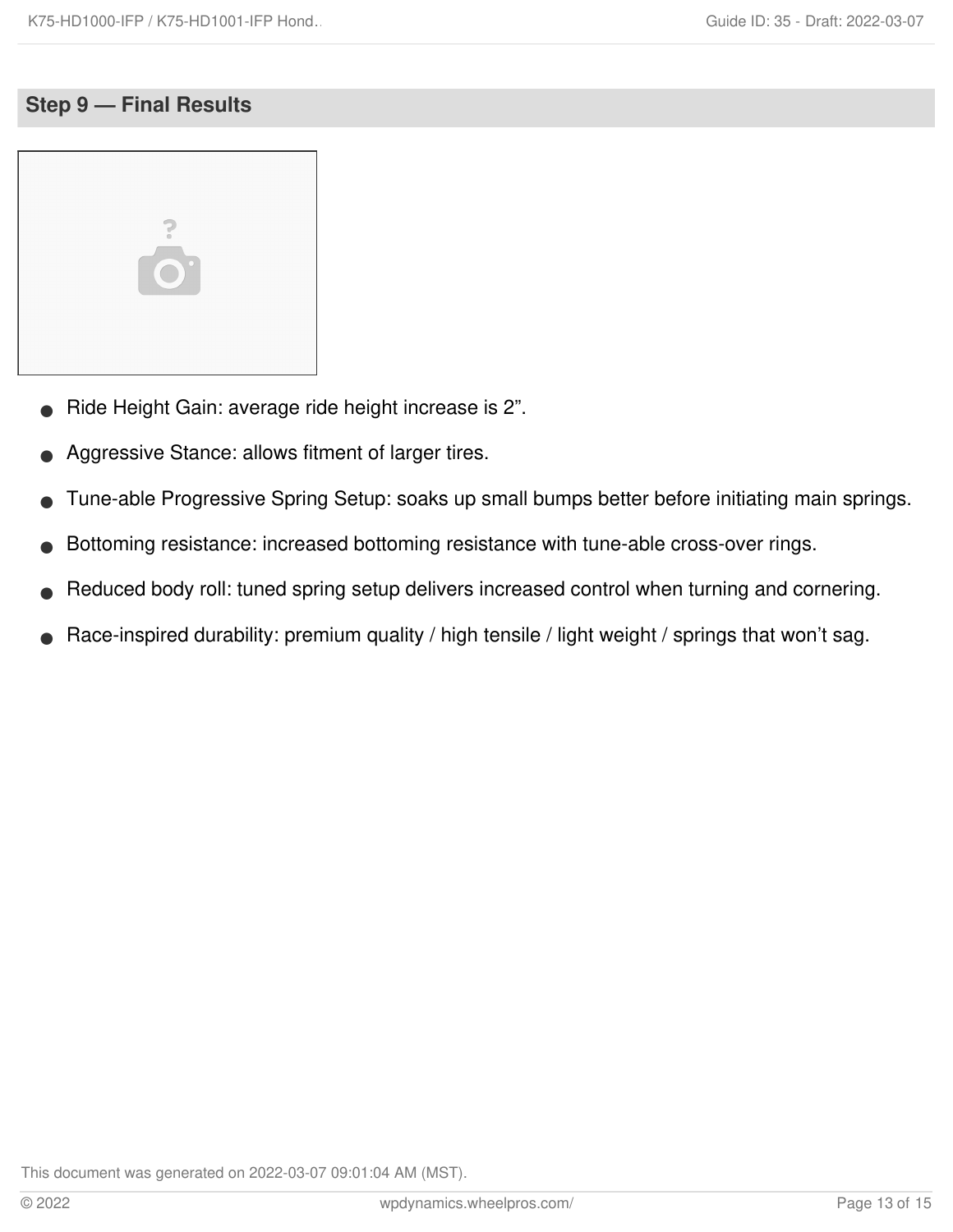## Step 9 — Final Results

- Ride Height Gain: average ride height increase is 2”.
- Aggressive Stance: allows fitment of larger tires.
- Tune-able Progressive Spring Setup: soaks up small bumps better before initiating main springs.
- Bottoming resistance: increased bottoming resistance with tune-able cross-over rings.
- Reduced body roll: tuned spring setup delivers increased control when turning and cornering.
- Race-inspired durability: premium quality / high tensile / light weight / springs that won’t sag.

This document was generated on 2022-03-07 09:01:04 AM (MST).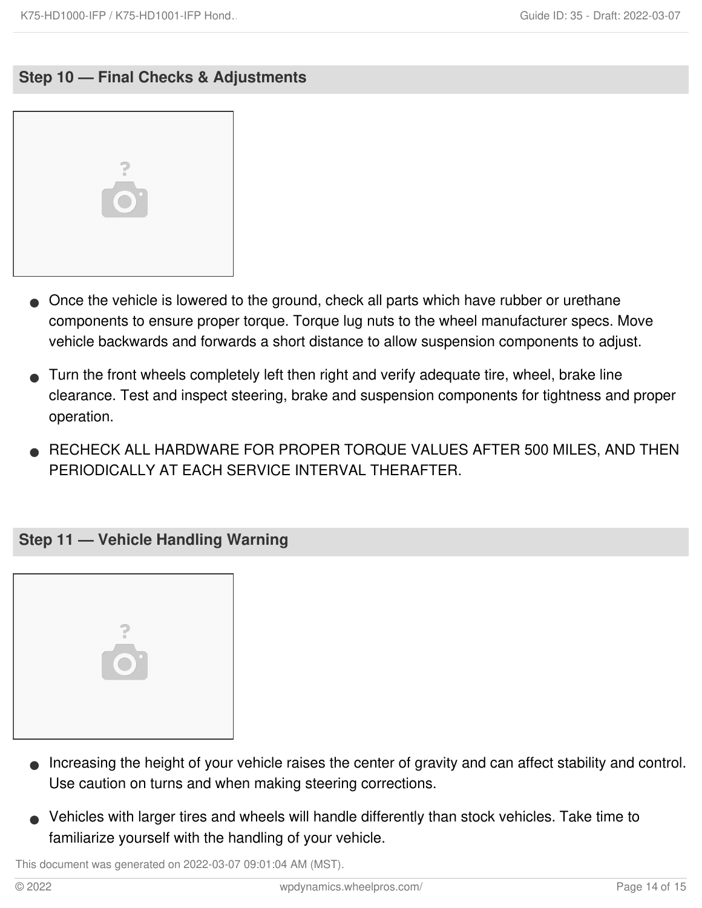## Step 10 — Final Checks & Adjustments

- Once the vehicle is lowered to the ground, check all parts which have rubber or urethane components to ensure proper torque. Torque lug nuts to the wheel manufacturer specs. Move vehicle backwards and forwards a short distance to allow suspension components to adjust.
- Turn the front wheels completely left then right and verify adequate tire, wheel, brake line clearance. Test and inspect steering, brake and suspension components for tightness and proper operation.
- RECHECK ALL HARDWARE FOR PROPER TORQUE VALUES AFTER 500 MILES, AND THEN PERIODICALLY AT EACH SERVICE INTERVAL THERAFTER.

## Step 11 — Vehicle Handling Warning

- Increasing the height of your vehicle raises the center of gravity and can affect stability and control. Use caution on turns and when making steering corrections.
- Vehicles with larger tires and wheels will handle differently than stock vehicles. Take time to familiarize yourself with the handling of your vehicle.

This document was generated on 2022-03-07 09:01:04 AM (MST).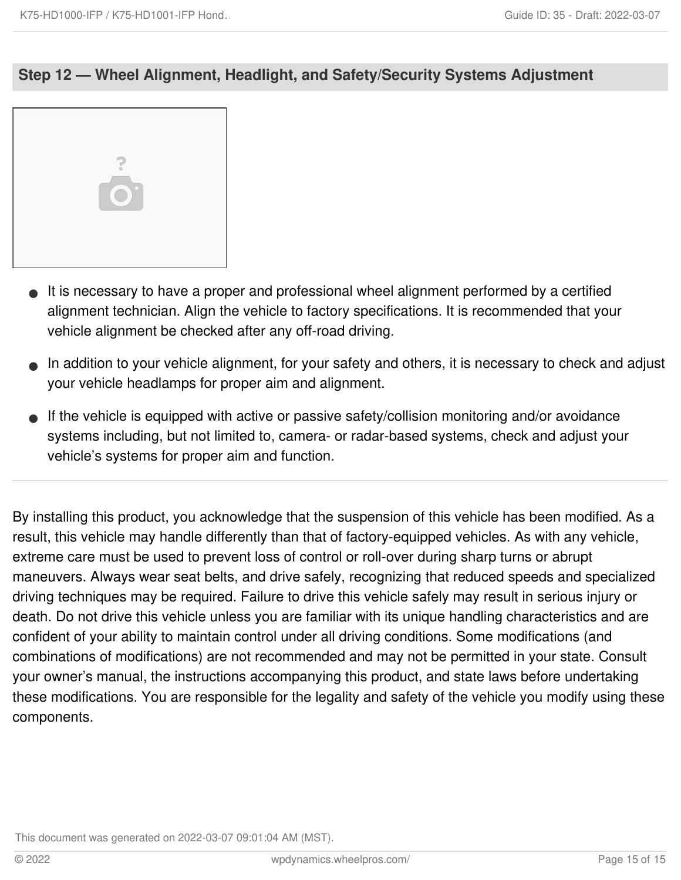## Step 12 — Wheel Alignment, Headlight, and Safety/Security Systems Adjustment

- It is necessary to have a proper and professional wheel alignment performed by a certified alignment technician. Align the vehicle to factory specifications. It is recommended that your vehicle alignment be checked after any off-road driving.
- In addition to your vehicle alignment, for your safety and others, it is necessary to check and adjust your vehicle headlamps for proper aim and alignment.
- If the vehicle is equipped with active or passive safety/collision monitoring and/or avoidance systems including, but not limited to, camera- or radar-based systems, check and adjust your vehicle's systems for proper aim and function.

---

By installing this product, you acknowledge that the suspension of this vehicle has been modified. As a result, this vehicle may handle differently than that of factory-equipped vehicles. As with any vehicle, extreme care must be used to prevent loss of control or roll-over during sharp turns or abrupt maneuvers. Always wear seat belts, and drive safely, recognizing that reduced speeds and specialized driving techniques may be required. Failure to drive this vehicle safely may result in serious injury or death. Do not drive this vehicle unless you are familiar with its unique handling characteristics and are confident of your ability to maintain control under all driving conditions. Some modifications (and combinations of modifications) are not recommended and may not be permitted in your state. Consult your owner's manual, the instructions accompanying this product, and state laws before undertaking these modifications. You are responsible for the legality and safety of the vehicle you modify using these components.